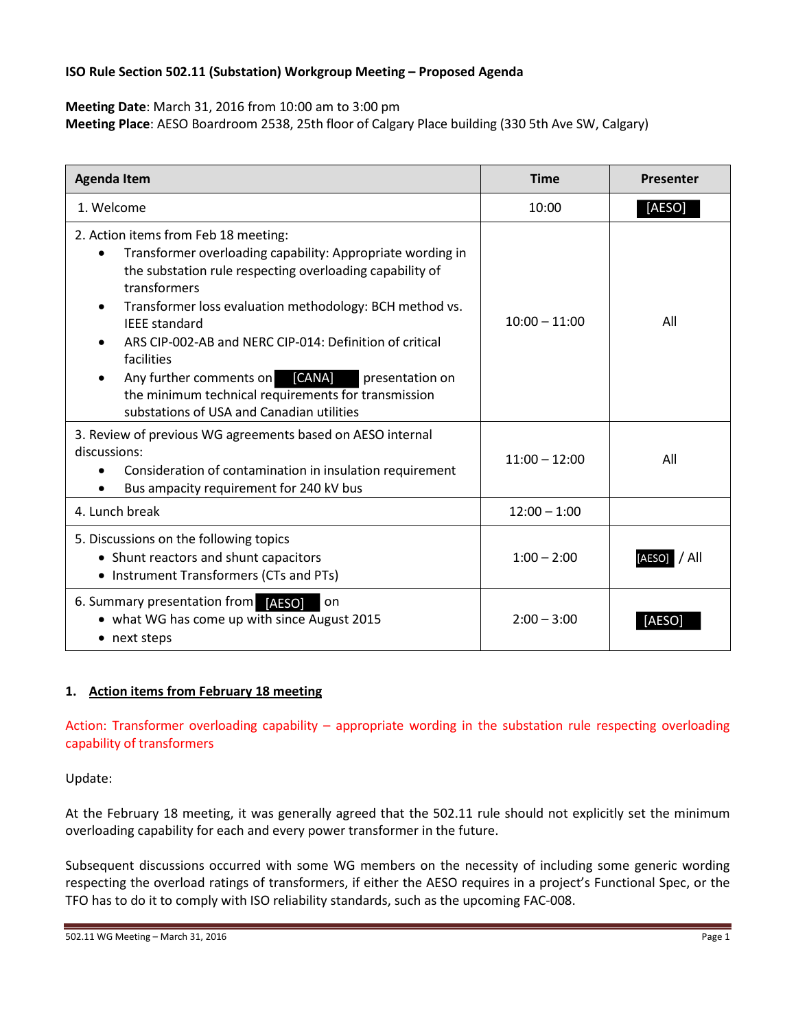**ISO Rule Section 502.11 (Substation) Workgroup Meeting – Proposed Agenda**

**Meeting Date**: March 31, 2016 from 10:00 am to 3:00 pm
**Meeting Place**: AESO Boardroom 2538, 25th floor of Calgary Place building (330 5th Ave SW, Calgary)

| Agenda Item | Time | Presenter |
|---|---|---|
| 1. Welcome | 10:00 | [AESO] |
| 2. Action items from Feb 18 meeting:<br>• Transformer overloading capability: Appropriate wording in the substation rule respecting overloading capability of transformers<br>• Transformer loss evaluation methodology: BCH method vs. IEEE standard<br>• ARS CIP-002-AB and NERC CIP-014: Definition of critical facilities<br>• Any further comments on [CANA] presentation on the minimum technical requirements for transmission substations of USA and Canadian utilities | 10:00 – 11:00 | All |
| 3. Review of previous WG agreements based on AESO internal discussions:<br>• Consideration of contamination in insulation requirement<br>• Bus ampacity requirement for 240 kV bus | 11:00 – 12:00 | All |
| 4. Lunch break | 12:00 – 1:00 | |
| 5. Discussions on the following topics<br>• Shunt reactors and shunt capacitors<br>• Instrument Transformers (CTs and PTs) | 1:00 – 2:00 | [AESO] / All |
| 6. Summary presentation from [AESO] on<br>• what WG has come up with since August 2015<br>• next steps | 2:00 – 3:00 | [AESO] |

## 1. Action items from February 18 meeting

Action: Transformer overloading capability – appropriate wording in the substation rule respecting overloading capability of transformers

Update:

At the February 18 meeting, it was generally agreed that the 502.11 rule should not explicitly set the minimum overloading capability for each and every power transformer in the future.

Subsequent discussions occurred with some WG members on the necessity of including some generic wording respecting the overload ratings of transformers, if either the AESO requires in a project's Functional Spec, or the TFO has to do it to comply with ISO reliability standards, such as the upcoming FAC-008.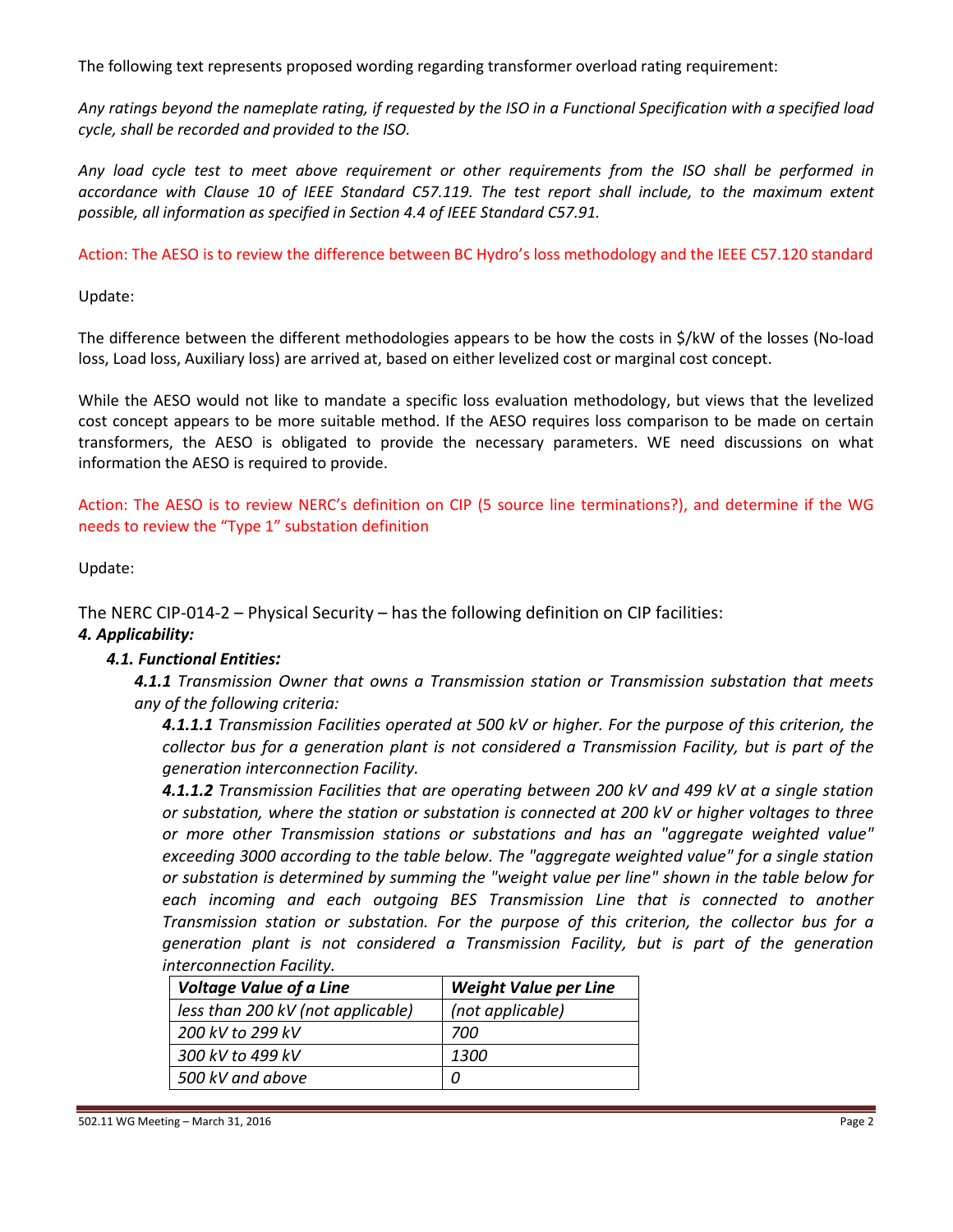The following text represents proposed wording regarding transformer overload rating requirement:

*Any ratings beyond the nameplate rating, if requested by the ISO in a Functional Specification with a specified load cycle, shall be recorded and provided to the ISO.*

*Any load cycle test to meet above requirement or other requirements from the ISO shall be performed in accordance with Clause 10 of IEEE Standard C57.119. The test report shall include, to the maximum extent possible, all information as specified in Section 4.4 of IEEE Standard C57.91.*

Action: The AESO is to review the difference between BC Hydro's loss methodology and the IEEE C57.120 standard

Update:

The difference between the different methodologies appears to be how the costs in $/kW of the losses (No-load loss, Load loss, Auxiliary loss) are arrived at, based on either levelized cost or marginal cost concept.

While the AESO would not like to mandate a specific loss evaluation methodology, but views that the levelized cost concept appears to be more suitable method. If the AESO requires loss comparison to be made on certain transformers, the AESO is obligated to provide the necessary parameters. WE need discussions on what information the AESO is required to provide.

Action: The AESO is to review NERC's definition on CIP (5 source line terminations?), and determine if the WG needs to review the "Type 1" substation definition

Update:

The NERC CIP-014-2 – Physical Security – has the following definition on CIP facilities:

***4. Applicability:***

***4.1. Functional Entities:***

***4.1.1*** *Transmission Owner that owns a Transmission station or Transmission substation that meets any of the following criteria:*

***4.1.1.1*** *Transmission Facilities operated at 500 kV or higher. For the purpose of this criterion, the collector bus for a generation plant is not considered a Transmission Facility, but is part of the generation interconnection Facility.*

***4.1.1.2*** *Transmission Facilities that are operating between 200 kV and 499 kV at a single station or substation, where the station or substation is connected at 200 kV or higher voltages to three or more other Transmission stations or substations and has an "aggregate weighted value" exceeding 3000 according to the table below. The "aggregate weighted value" for a single station or substation is determined by summing the "weight value per line" shown in the table below for each incoming and each outgoing BES Transmission Line that is connected to another Transmission station or substation. For the purpose of this criterion, the collector bus for a generation plant is not considered a Transmission Facility, but is part of the generation interconnection Facility.*

| ***Voltage Value of a Line*** | ***Weight Value per Line*** |
|---|---|
| *less than 200 kV (not applicable)* | *(not applicable)* |
| *200 kV to 299 kV* | *700* |
| *300 kV to 499 kV* | *1300* |
| *500 kV and above* | *0* |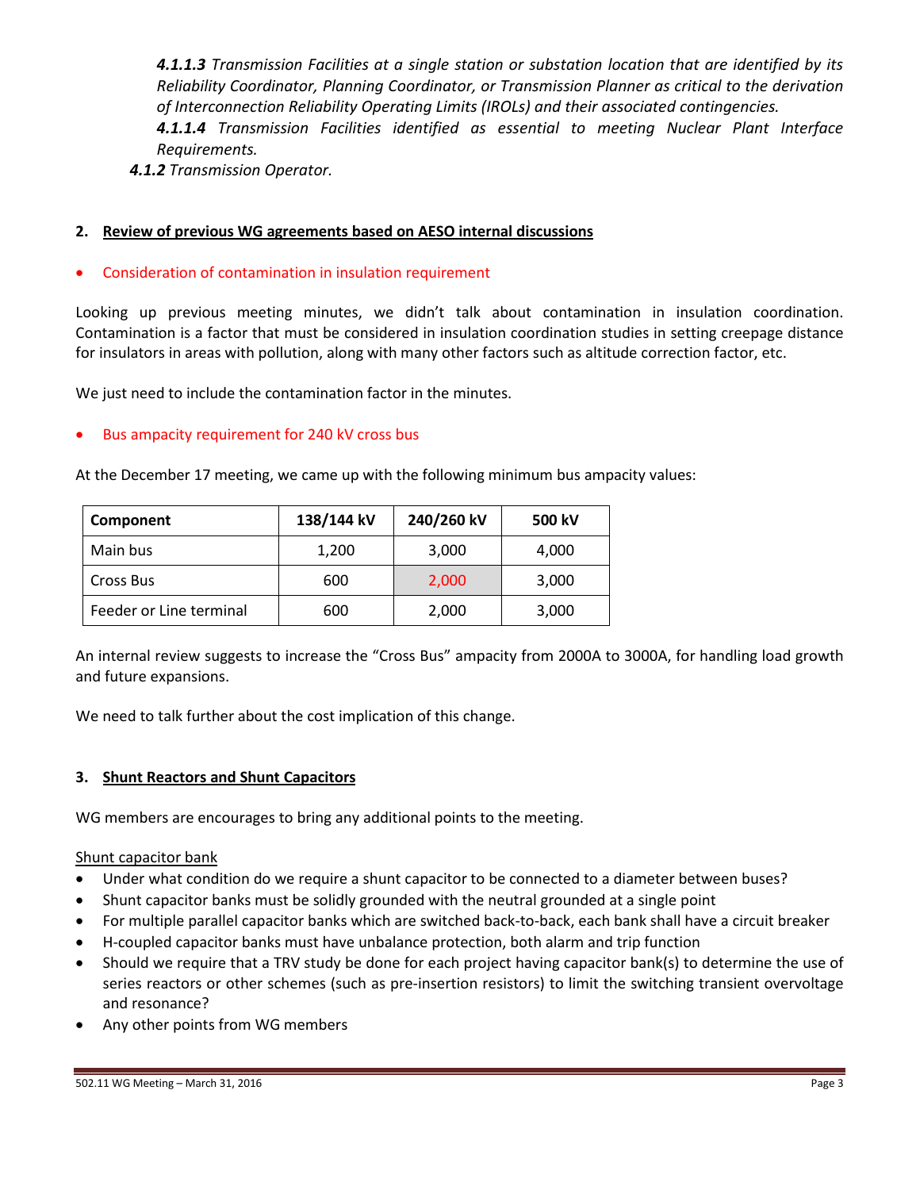*__4.1.1.3__ Transmission Facilities at a single station or substation location that are identified by its Reliability Coordinator, Planning Coordinator, or Transmission Planner as critical to the derivation of Interconnection Reliability Operating Limits (IROLs) and their associated contingencies.*

*__4.1.1.4__ Transmission Facilities identified as essential to meeting Nuclear Plant Interface Requirements.*

*__4.1.2__ Transmission Operator.*

## 2. Review of previous WG agreements based on AESO internal discussions

- Consideration of contamination in insulation requirement

Looking up previous meeting minutes, we didn't talk about contamination in insulation coordination. Contamination is a factor that must be considered in insulation coordination studies in setting creepage distance for insulators in areas with pollution, along with many other factors such as altitude correction factor, etc.

We just need to include the contamination factor in the minutes.

- Bus ampacity requirement for 240 kV cross bus

At the December 17 meeting, we came up with the following minimum bus ampacity values:

| Component | 138/144 kV | 240/260 kV | 500 kV |
|---|---|---|---|
| Main bus | 1,200 | 3,000 | 4,000 |
| Cross Bus | 600 | 2,000 | 3,000 |
| Feeder or Line terminal | 600 | 2,000 | 3,000 |

An internal review suggests to increase the "Cross Bus" ampacity from 2000A to 3000A, for handling load growth and future expansions.

We need to talk further about the cost implication of this change.

## 3. Shunt Reactors and Shunt Capacitors

WG members are encourages to bring any additional points to the meeting.

Shunt capacitor bank

- Under what condition do we require a shunt capacitor to be connected to a diameter between buses?
- Shunt capacitor banks must be solidly grounded with the neutral grounded at a single point
- For multiple parallel capacitor banks which are switched back-to-back, each bank shall have a circuit breaker
- H-coupled capacitor banks must have unbalance protection, both alarm and trip function
- Should we require that a TRV study be done for each project having capacitor bank(s) to determine the use of series reactors or other schemes (such as pre-insertion resistors) to limit the switching transient overvoltage and resonance?
- Any other points from WG members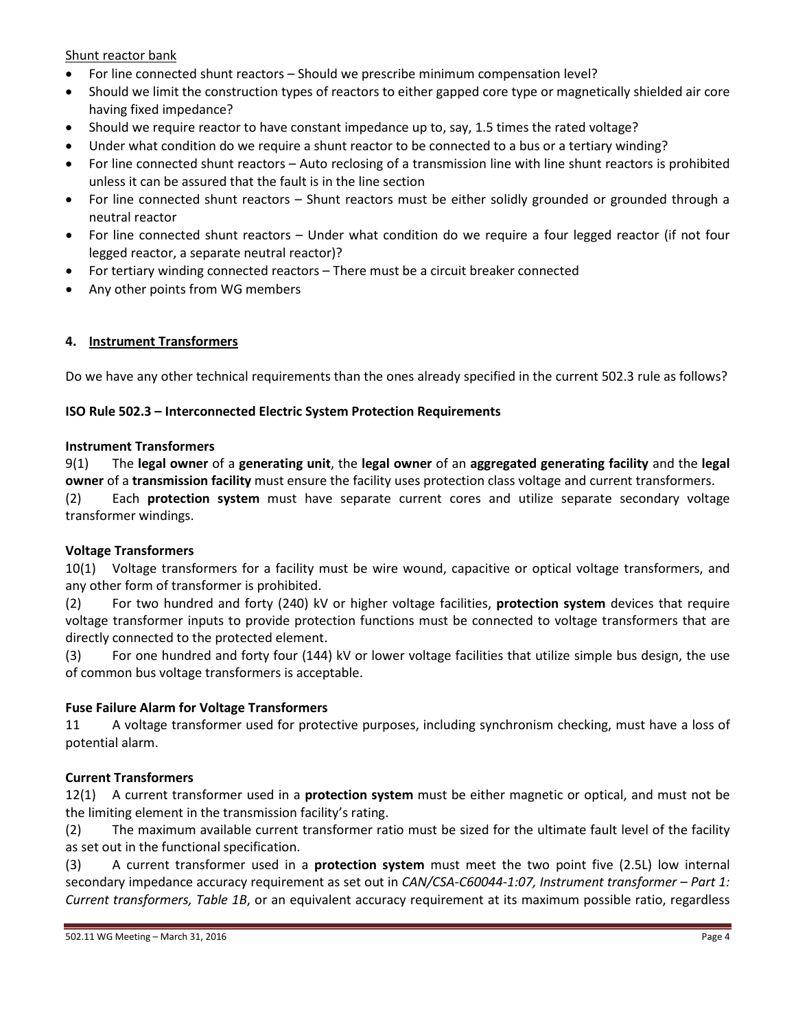Shunt reactor bank

- For line connected shunt reactors – Should we prescribe minimum compensation level?
- Should we limit the construction types of reactors to either gapped core type or magnetically shielded air core having fixed impedance?
- Should we require reactor to have constant impedance up to, say, 1.5 times the rated voltage?
- Under what condition do we require a shunt reactor to be connected to a bus or a tertiary winding?
- For line connected shunt reactors – Auto reclosing of a transmission line with line shunt reactors is prohibited unless it can be assured that the fault is in the line section
- For line connected shunt reactors – Shunt reactors must be either solidly grounded or grounded through a neutral reactor
- For line connected shunt reactors – Under what condition do we require a four legged reactor (if not four legged reactor, a separate neutral reactor)?
- For tertiary winding connected reactors – There must be a circuit breaker connected
- Any other points from WG members

## 4. Instrument Transformers

Do we have any other technical requirements than the ones already specified in the current 502.3 rule as follows?

### ISO Rule 502.3 – Interconnected Electric System Protection Requirements

**Instrument Transformers**

9(1) The **legal owner** of a **generating unit**, the **legal owner** of an **aggregated generating facility** and the **legal owner** of a **transmission facility** must ensure the facility uses protection class voltage and current transformers.

(2) Each **protection system** must have separate current cores and utilize separate secondary voltage transformer windings.

**Voltage Transformers**

10(1) Voltage transformers for a facility must be wire wound, capacitive or optical voltage transformers, and any other form of transformer is prohibited.

(2) For two hundred and forty (240) kV or higher voltage facilities, **protection system** devices that require voltage transformer inputs to provide protection functions must be connected to voltage transformers that are directly connected to the protected element.

(3) For one hundred and forty four (144) kV or lower voltage facilities that utilize simple bus design, the use of common bus voltage transformers is acceptable.

**Fuse Failure Alarm for Voltage Transformers**

11 A voltage transformer used for protective purposes, including synchronism checking, must have a loss of potential alarm.

**Current Transformers**

12(1) A current transformer used in a **protection system** must be either magnetic or optical, and must not be the limiting element in the transmission facility's rating.

(2) The maximum available current transformer ratio must be sized for the ultimate fault level of the facility as set out in the functional specification.

(3) A current transformer used in a **protection system** must meet the two point five (2.5L) low internal secondary impedance accuracy requirement as set out in *CAN/CSA-C60044-1:07, Instrument transformer – Part 1: Current transformers, Table 1B*, or an equivalent accuracy requirement at its maximum possible ratio, regardless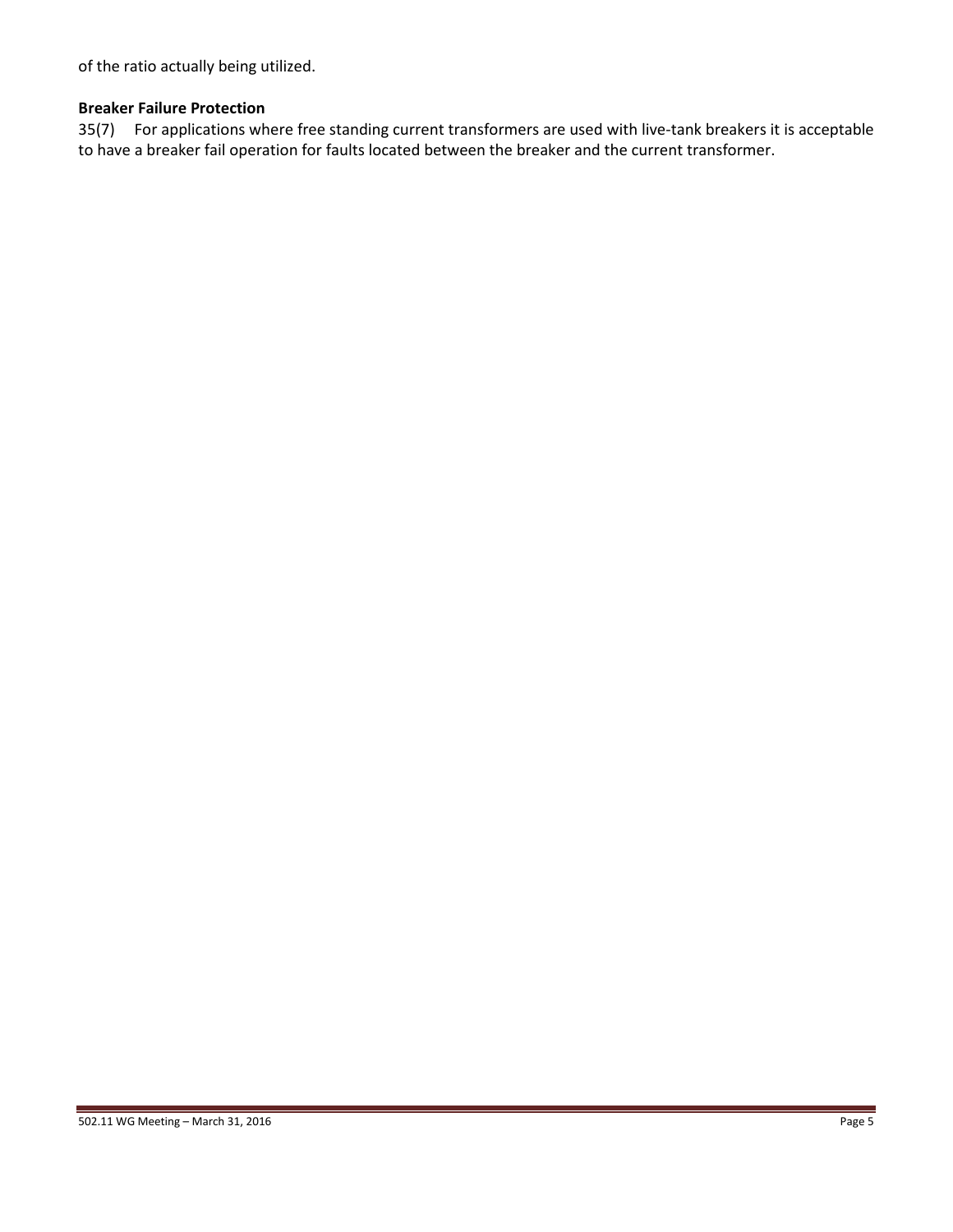of the ratio actually being utilized.

**Breaker Failure Protection**

35(7) For applications where free standing current transformers are used with live-tank breakers it is acceptable to have a breaker fail operation for faults located between the breaker and the current transformer.